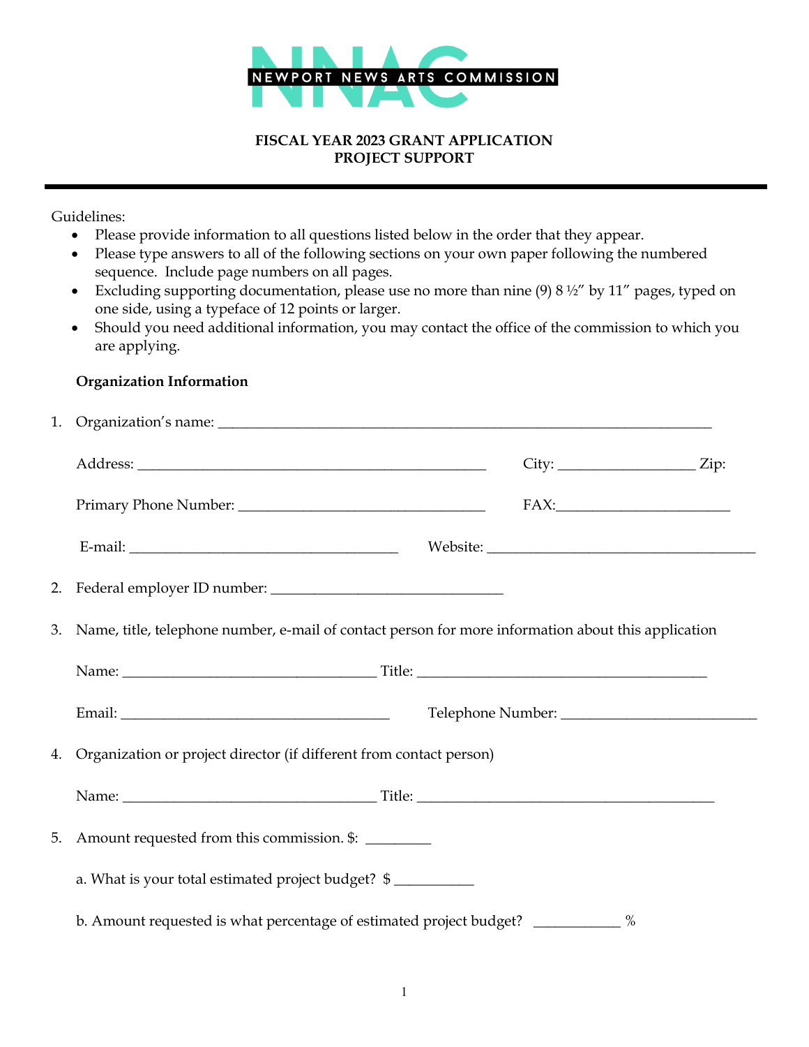NNAC NEWPORT NEWS ARTS COMMISSION

**FISCAL YEAR 2023 GRANT APPLICATION**
**PROJECT SUPPORT**

---

Guidelines:

- Please provide information to all questions listed below in the order that they appear.
- Please type answers to all of the following sections on your own paper following the numbered sequence. Include page numbers on all pages.
- Excluding supporting documentation, please use no more than nine (9) 8 ½" by 11" pages, typed on one side, using a typeface of 12 points or larger.
- Should you need additional information, you may contact the office of the commission to which you are applying.

**Organization Information**

1. Organization's name: ______________________________________________________________

   Address: ____________________________________________ City: _________________ Zip:

   Primary Phone Number: ______________________________ FAX:______________________

   E-mail: __________________________________ Website: __________________________________

2. Federal employer ID number: _____________________________

3. Name, title, telephone number, e-mail of contact person for more information about this application

   Name: ________________________________ Title: ______________________________________

   Email: __________________________________ Telephone Number: _________________________

4. Organization or project director (if different from contact person)

   Name: ________________________________ Title: ______________________________________

5. Amount requested from this commission. $: ________

   a. What is your total estimated project budget? $ __________

   b. Amount requested is what percentage of estimated project budget? ___________ %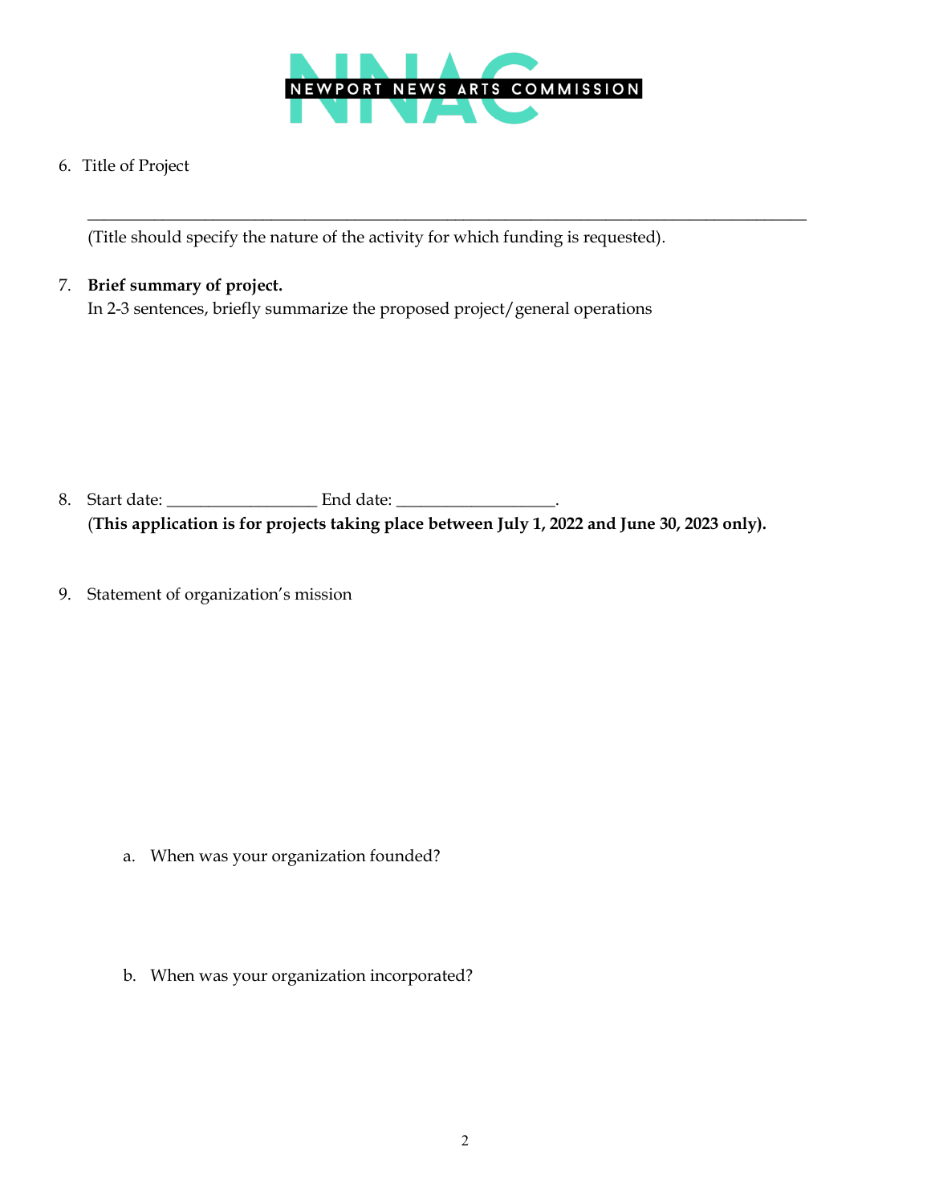NEWPORT NEWS ARTS COMMISSION

6. Title of Project

________________________________________________________________________________

(Title should specify the nature of the activity for which funding is requested).

7. **Brief summary of project.**
   In 2-3 sentences, briefly summarize the proposed project/general operations

8. Start date: _________________ End date: __________________.
   **(This application is for projects taking place between July 1, 2022 and June 30, 2023 only).**

9. Statement of organization's mission

   a. When was your organization founded?

   b. When was your organization incorporated?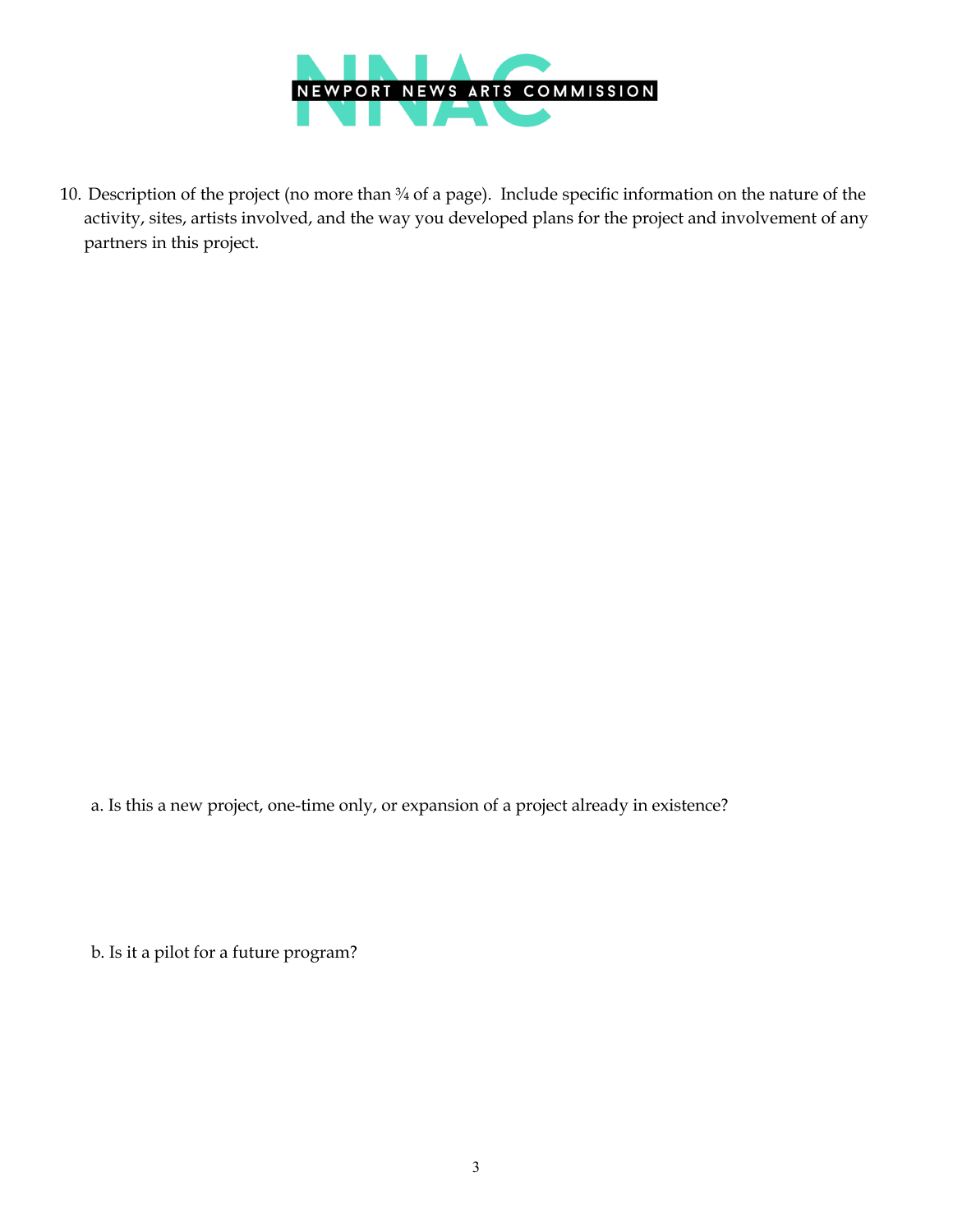10. Description of the project (no more than ¾ of a page). Include specific information on the nature of the activity, sites, artists involved, and the way you developed plans for the project and involvement of any partners in this project.

   a. Is this a new project, one-time only, or expansion of a project already in existence?

   b. Is it a pilot for a future program?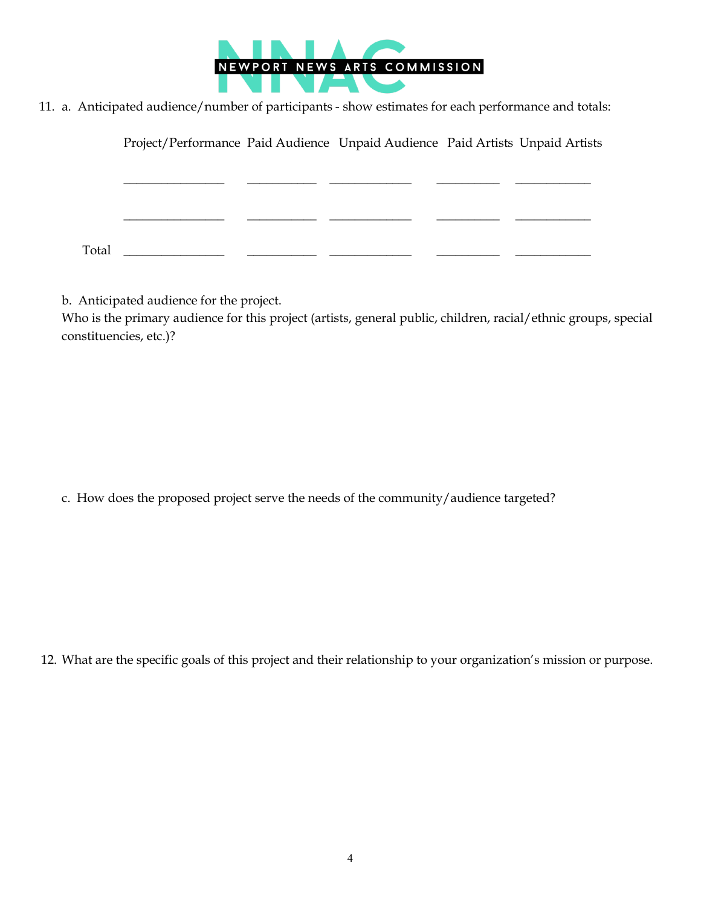11. a. Anticipated audience/number of participants - show estimates for each performance and totals:

| | Project/Performance | Paid Audience | Unpaid Audience | Paid Artists | Unpaid Artists |
|---|---|---|---|---|---|
| | _______________ | __________ | ____________ | _________ | ___________ |
| | _______________ | __________ | ____________ | _________ | ___________ |
| Total | _______________ | __________ | ____________ | _________ | ___________ |

b. Anticipated audience for the project.
Who is the primary audience for this project (artists, general public, children, racial/ethnic groups, special constituencies, etc.)?

c. How does the proposed project serve the needs of the community/audience targeted?

12. What are the specific goals of this project and their relationship to your organization's mission or purpose.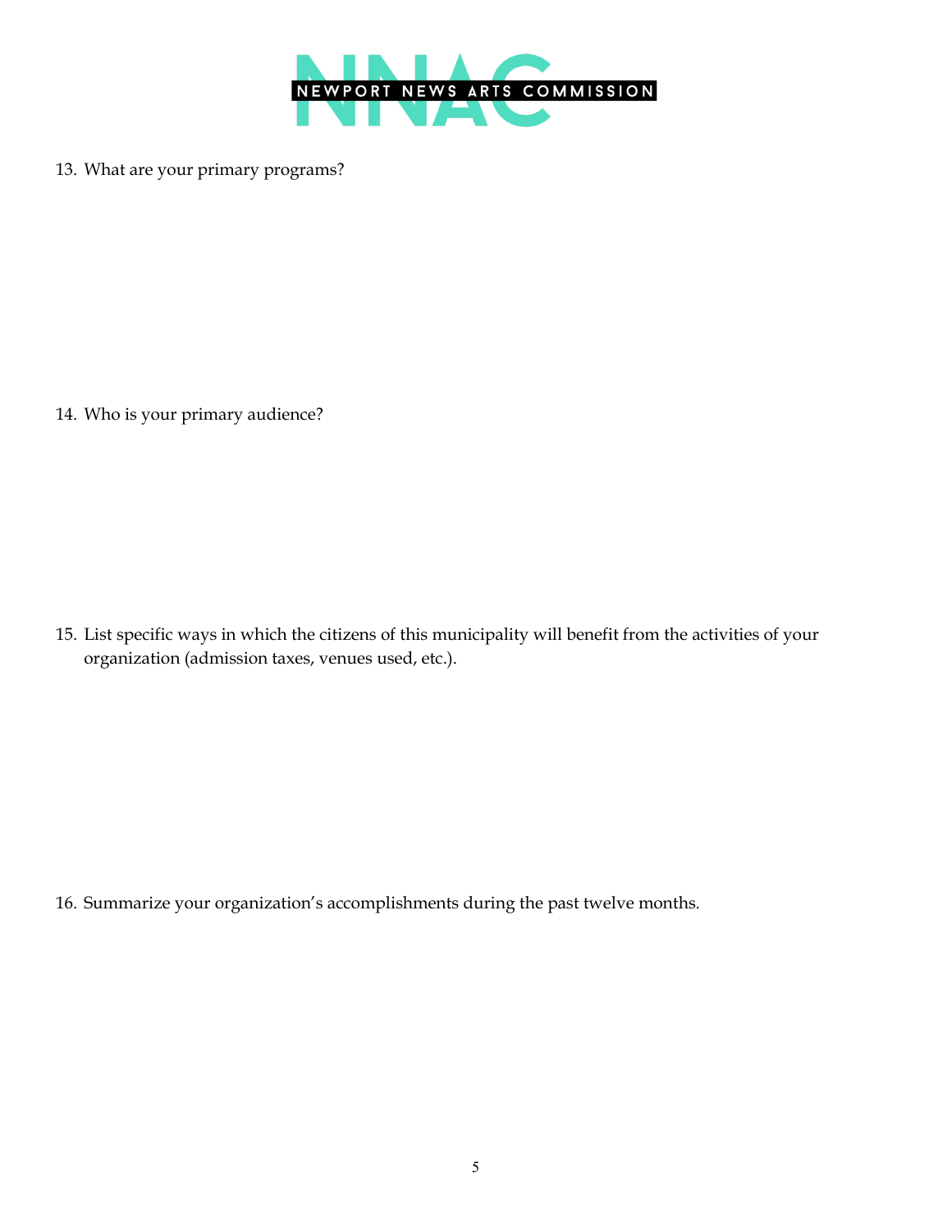13. What are your primary programs?

14. Who is your primary audience?

15. List specific ways in which the citizens of this municipality will benefit from the activities of your organization (admission taxes, venues used, etc.).

16. Summarize your organization's accomplishments during the past twelve months.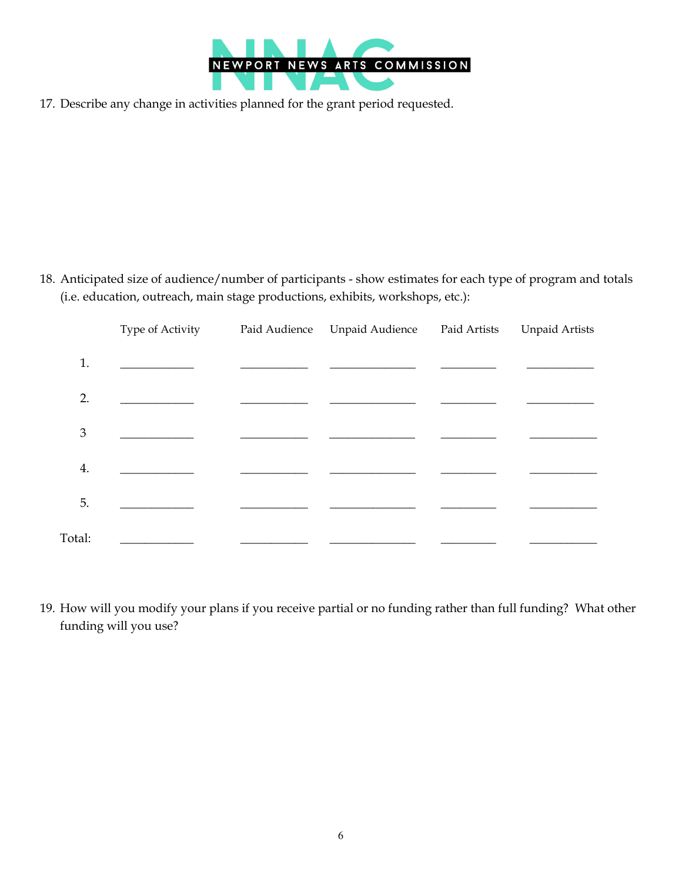17. Describe any change in activities planned for the grant period requested.

18. Anticipated size of audience/number of participants - show estimates for each type of program and totals (i.e. education, outreach, main stage productions, exhibits, workshops, etc.):

| | Type of Activity | Paid Audience | Unpaid Audience | Paid Artists | Unpaid Artists |
|---|---|---|---|---|---|
| 1. | ____________ | ___________ | ______________ | _________ | ___________ |
| 2. | ____________ | ___________ | ______________ | _________ | ___________ |
| 3 | ____________ | ___________ | ______________ | _________ | ___________ |
| 4. | ____________ | ___________ | ______________ | _________ | ___________ |
| 5. | ____________ | ___________ | ______________ | _________ | ___________ |
| Total: | ____________ | ___________ | ______________ | _________ | ___________ |

19. How will you modify your plans if you receive partial or no funding rather than full funding? What other funding will you use?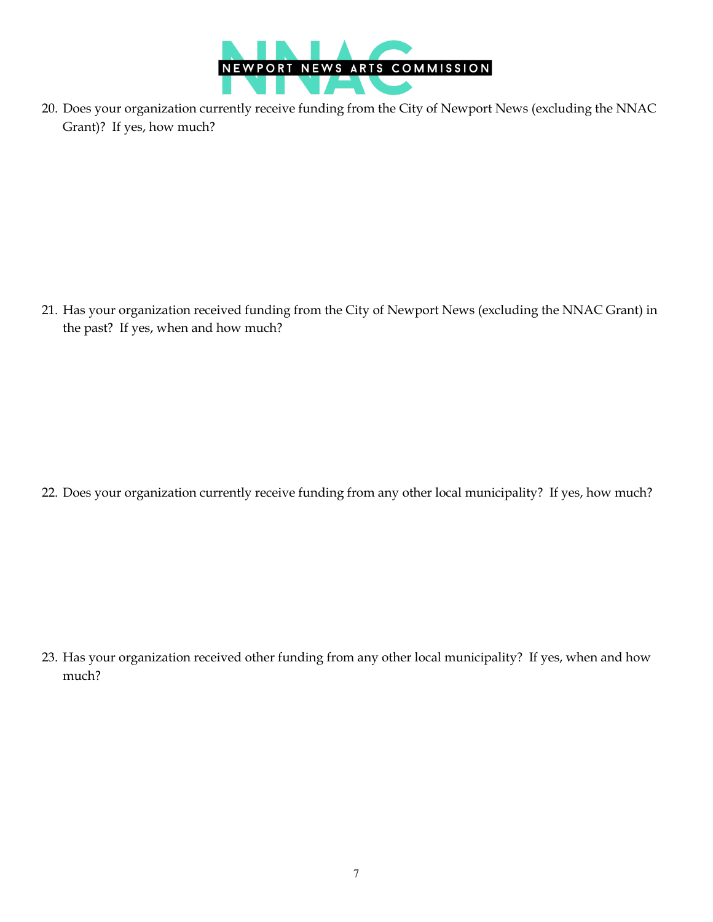20. Does your organization currently receive funding from the City of Newport News (excluding the NNAC Grant)? If yes, how much?

21. Has your organization received funding from the City of Newport News (excluding the NNAC Grant) in the past? If yes, when and how much?

22. Does your organization currently receive funding from any other local municipality? If yes, how much?

23. Has your organization received other funding from any other local municipality? If yes, when and how much?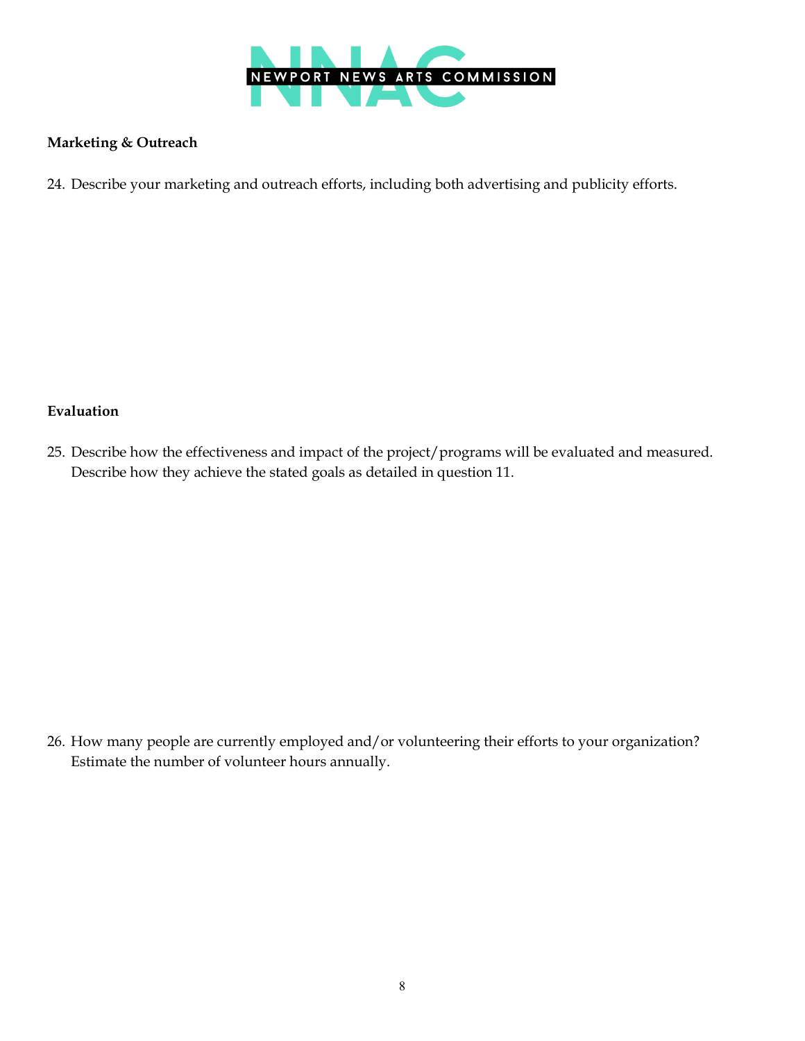**Marketing & Outreach**

24. Describe your marketing and outreach efforts, including both advertising and publicity efforts.

**Evaluation**

25. Describe how the effectiveness and impact of the project/programs will be evaluated and measured. Describe how they achieve the stated goals as detailed in question 11.

26. How many people are currently employed and/or volunteering their efforts to your organization? Estimate the number of volunteer hours annually.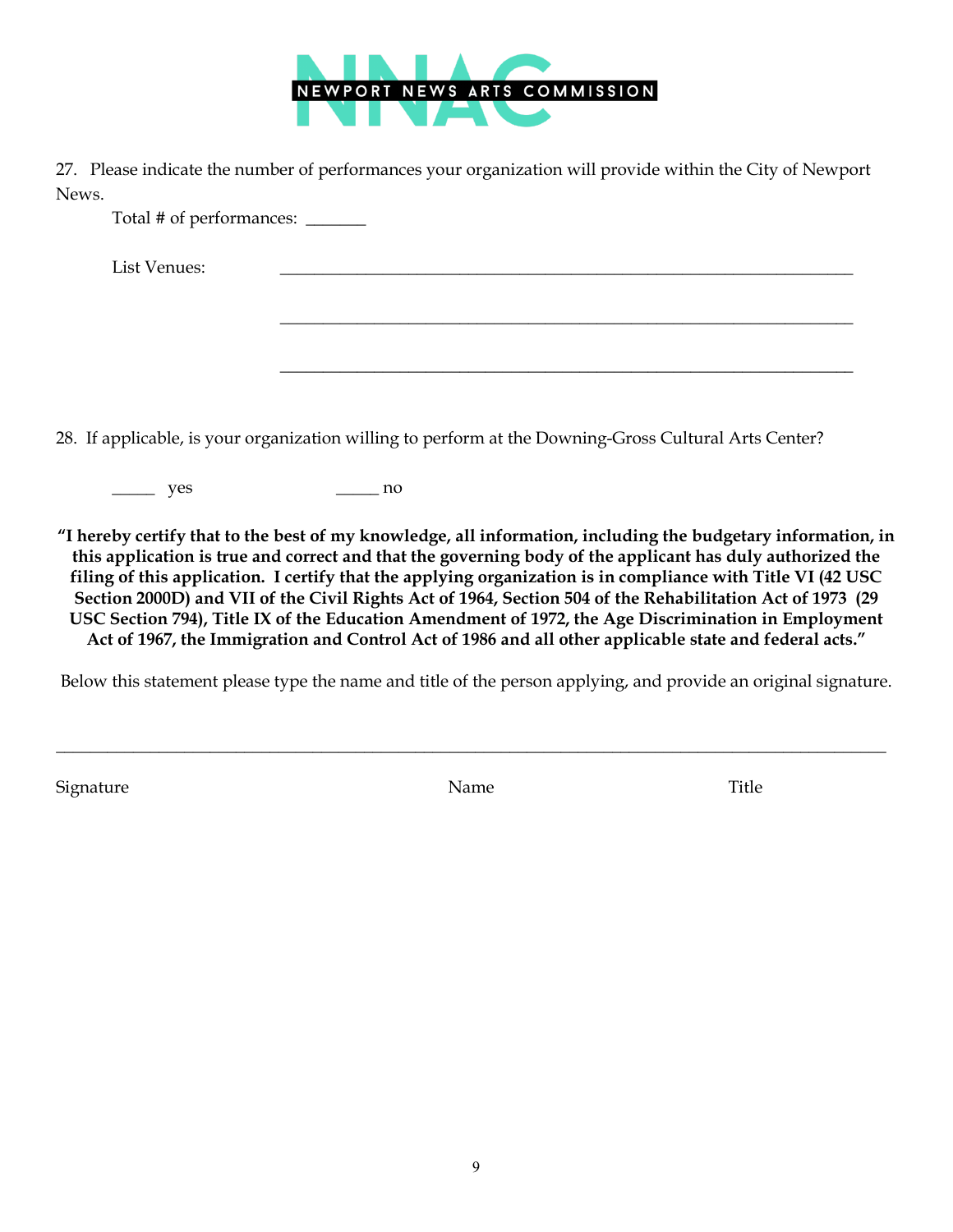NNAC NEWPORT NEWS ARTS COMMISSION

27. Please indicate the number of performances your organization will provide within the City of Newport News.

Total # of performances: _______

List Venues: ___________________________________________________________________

___________________________________________________________________

___________________________________________________________________

28. If applicable, is your organization willing to perform at the Downing-Gross Cultural Arts Center?

_____ yes _____ no

**"I hereby certify that to the best of my knowledge, all information, including the budgetary information, in this application is true and correct and that the governing body of the applicant has duly authorized the filing of this application. I certify that the applying organization is in compliance with Title VI (42 USC Section 2000D) and VII of the Civil Rights Act of 1964, Section 504 of the Rehabilitation Act of 1973 (29 USC Section 794), Title IX of the Education Amendment of 1972, the Age Discrimination in Employment Act of 1967, the Immigration and Control Act of 1986 and all other applicable state and federal acts."**

Below this statement please type the name and title of the person applying, and provide an original signature.

_____________________________________________________________________________________________

Signature Name Title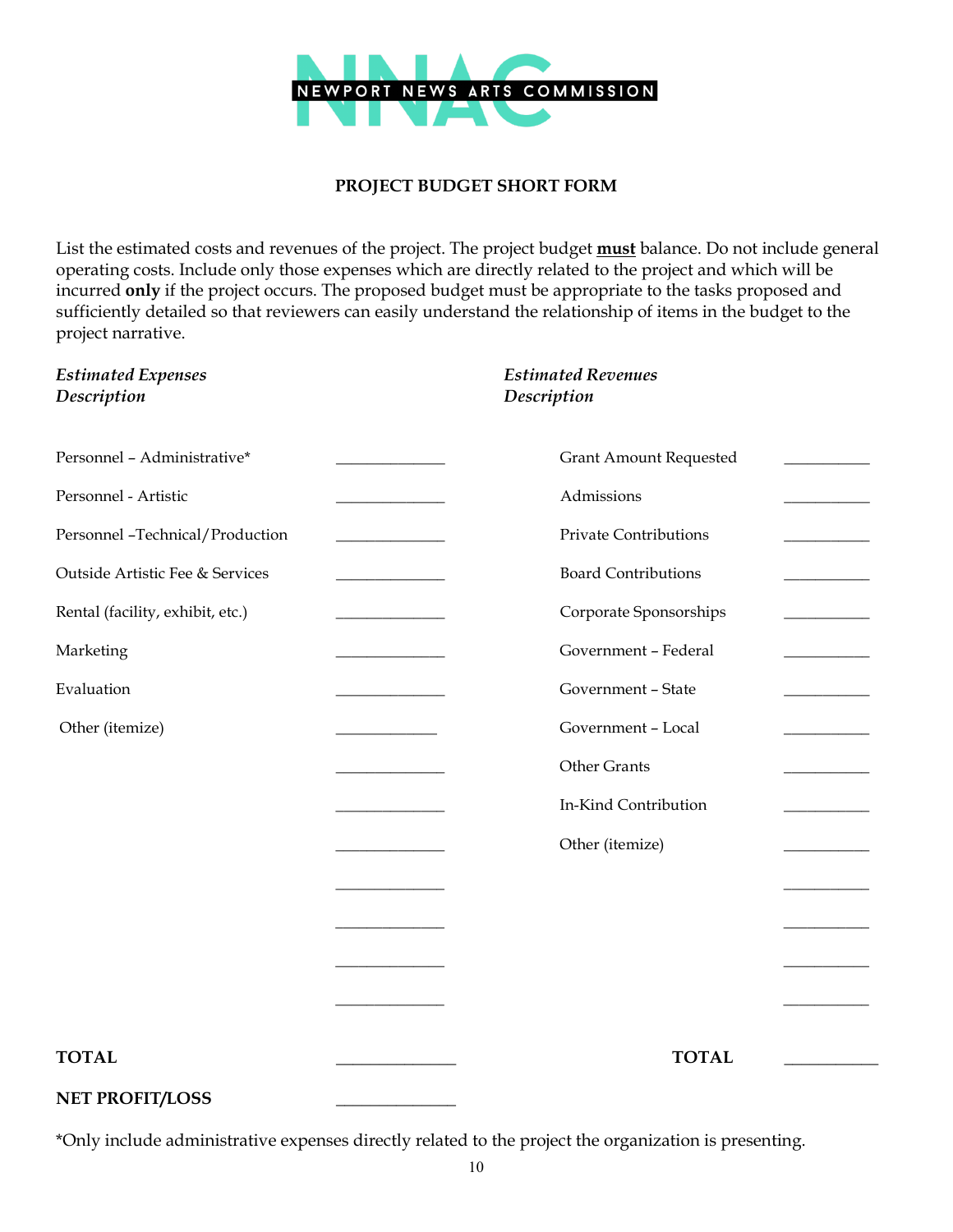NEWPORT NEWS ARTS COMMISSION

## PROJECT BUDGET SHORT FORM

List the estimated costs and revenues of the project. The project budget **must** balance. Do not include general operating costs. Include only those expenses which are directly related to the project and which will be incurred **only** if the project occurs. The proposed budget must be appropriate to the tasks proposed and sufficiently detailed so that reviewers can easily understand the relationship of items in the budget to the project narrative.

| ***Estimated Expenses Description*** | | ***Estimated Revenues Description*** | |
|---|---|---|---|
| Personnel – Administrative* | ______________ | Grant Amount Requested | ___________ |
| Personnel - Artistic | ______________ | Admissions | ___________ |
| Personnel –Technical/Production | ______________ | Private Contributions | ___________ |
| Outside Artistic Fee & Services | ______________ | Board Contributions | ___________ |
| Rental (facility, exhibit, etc.) | ______________ | Corporate Sponsorships | ___________ |
| Marketing | ______________ | Government – Federal | ___________ |
| Evaluation | ______________ | Government – State | ___________ |
| Other (itemize) | _____________ | Government – Local | ___________ |
| | ______________ | Other Grants | ___________ |
| | ______________ | In-Kind Contribution | ___________ |
| | ______________ | Other (itemize) | ___________ |
| | ______________ | | ___________ |
| | ______________ | | ___________ |
| | ______________ | | ___________ |
| | ______________ | | ___________ |
| **TOTAL** | _______________ | **TOTAL** | ____________ |
| **NET PROFIT/LOSS** | _______________ | | |

*Only include administrative expenses directly related to the project the organization is presenting.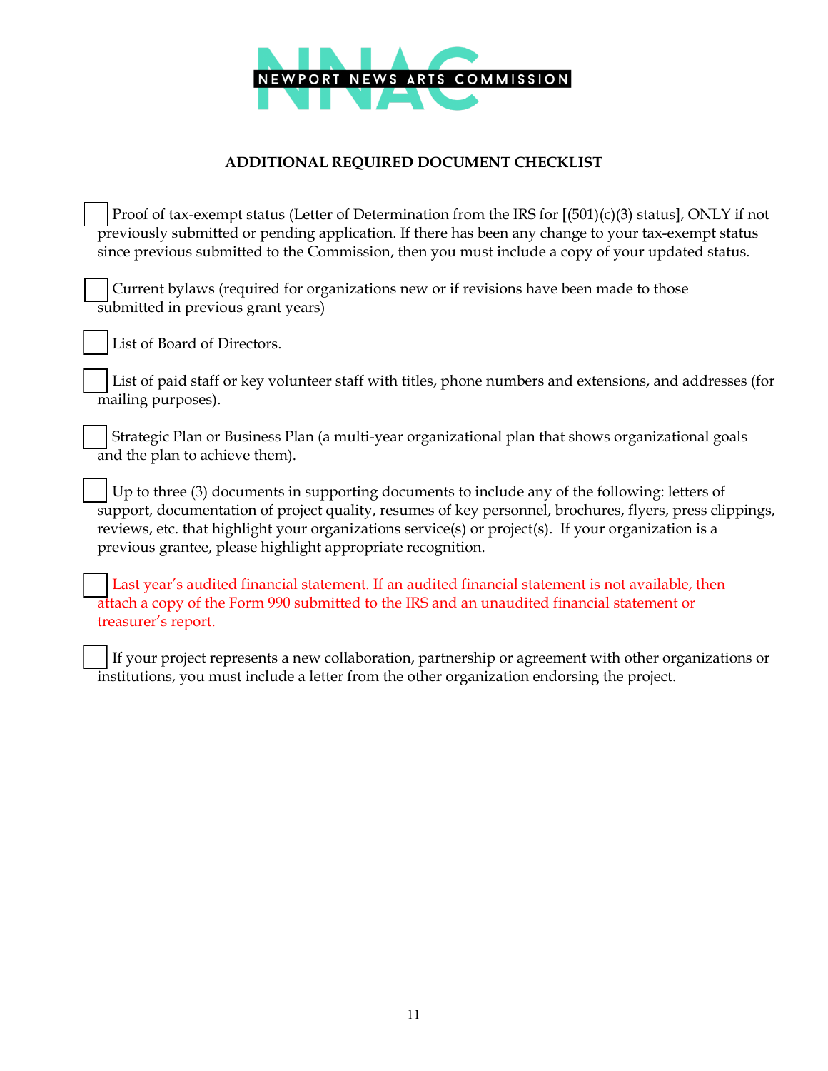NEWPORT NEWS ARTS COMMISSION

**ADDITIONAL REQUIRED DOCUMENT CHECKLIST**

- [ ] Proof of tax-exempt status (Letter of Determination from the IRS for [(501)(c)(3) status], ONLY if not previously submitted or pending application. If there has been any change to your tax-exempt status since previous submitted to the Commission, then you must include a copy of your updated status.

- [ ] Current bylaws (required for organizations new or if revisions have been made to those submitted in previous grant years)

- [ ] List of Board of Directors.

- [ ] List of paid staff or key volunteer staff with titles, phone numbers and extensions, and addresses (for mailing purposes).

- [ ] Strategic Plan or Business Plan (a multi-year organizational plan that shows organizational goals and the plan to achieve them).

- [ ] Up to three (3) documents in supporting documents to include any of the following: letters of support, documentation of project quality, resumes of key personnel, brochures, flyers, press clippings, reviews, etc. that highlight your organizations service(s) or project(s). If your organization is a previous grantee, please highlight appropriate recognition.

- [ ] Last year's audited financial statement. If an audited financial statement is not available, then attach a copy of the Form 990 submitted to the IRS and an unaudited financial statement or treasurer's report.

- [ ] If your project represents a new collaboration, partnership or agreement with other organizations or institutions, you must include a letter from the other organization endorsing the project.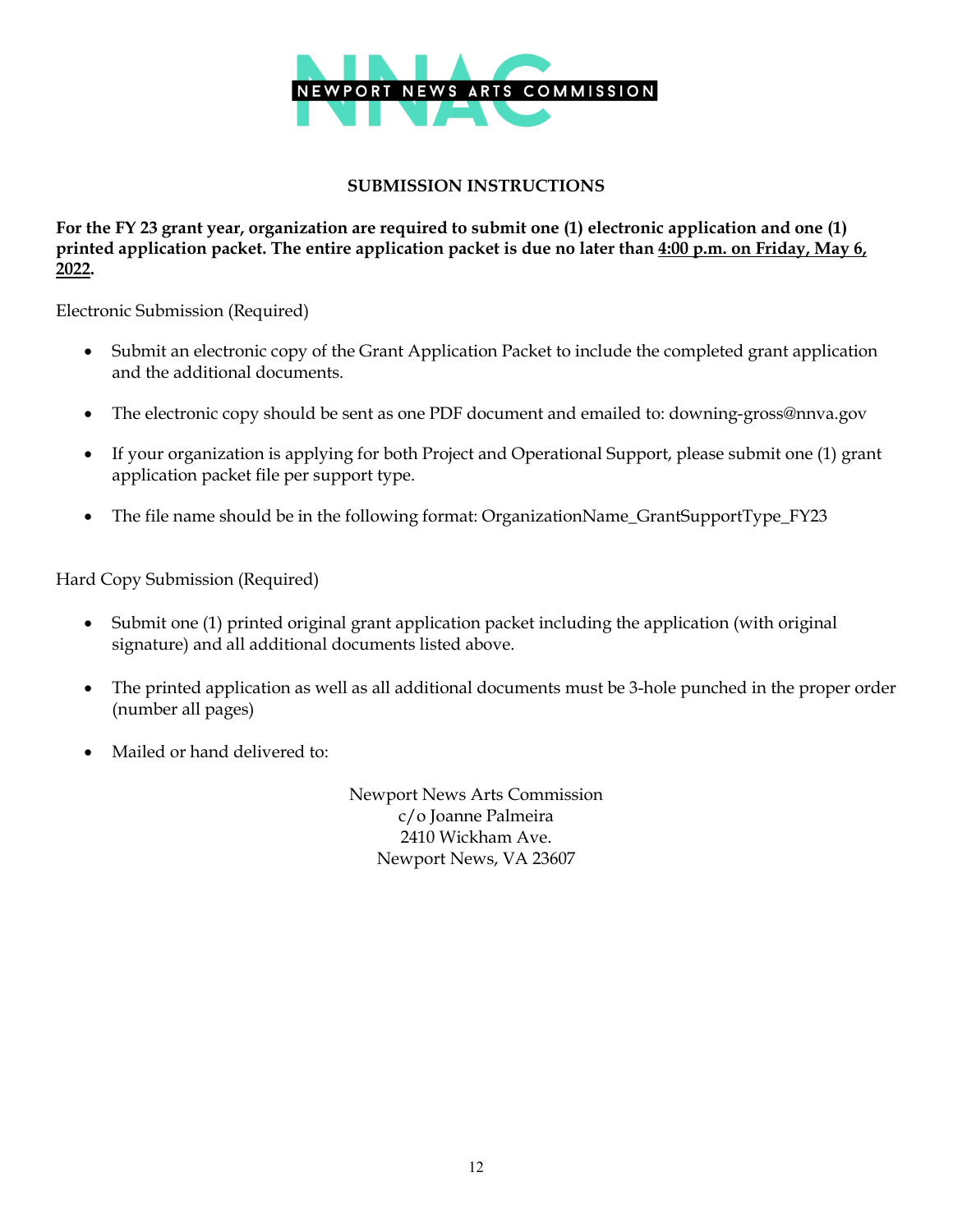NEWPORT NEWS ARTS COMMISSION

## SUBMISSION INSTRUCTIONS

**For the FY 23 grant year, organization are required to submit one (1) electronic application and one (1) printed application packet. The entire application packet is due no later than 4:00 p.m. on Friday, May 6, 2022.**

Electronic Submission (Required)

- Submit an electronic copy of the Grant Application Packet to include the completed grant application and the additional documents.
- The electronic copy should be sent as one PDF document and emailed to: downing-gross@nnva.gov
- If your organization is applying for both Project and Operational Support, please submit one (1) grant application packet file per support type.
- The file name should be in the following format: OrganizationName_GrantSupportType_FY23

Hard Copy Submission (Required)

- Submit one (1) printed original grant application packet including the application (with original signature) and all additional documents listed above.
- The printed application as well as all additional documents must be 3-hole punched in the proper order (number all pages)
- Mailed or hand delivered to:

Newport News Arts Commission
c/o Joanne Palmeira
2410 Wickham Ave.
Newport News, VA 23607